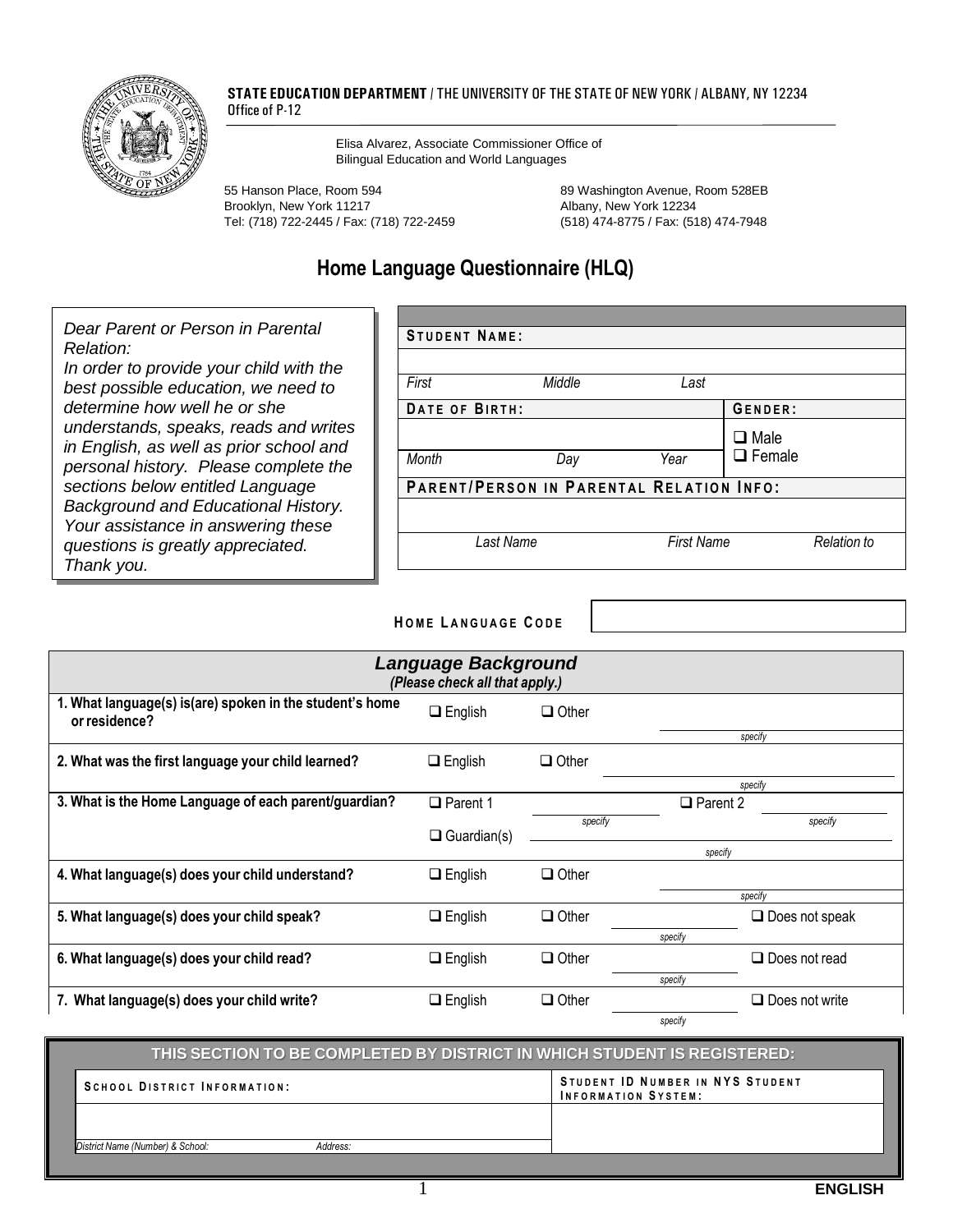**STATE EDUCATION DEPARTMENT** / THE UNIVERSITY OF THE STATE OF NEW YORK / ALBANY, NY 12234
Office of P-12

Elisa Alvarez, Associate Commissioner Office of Bilingual Education and World Languages

55 Hanson Place, Room 594
Brooklyn, New York 11217
Tel: (718) 722-2445 / Fax: (718) 722-2459

89 Washington Avenue, Room 528EB
Albany, New York 12234
(518) 474-8775 / Fax: (518) 474-7948

# Home Language Questionnaire (HLQ)

*Dear Parent or Person in Parental Relation:*
*In order to provide your child with the best possible education, we need to determine how well he or she understands, speaks, reads and writes in English, as well as prior school and personal history. Please complete the sections below entitled Language Background and Educational History. Your assistance in answering these questions is greatly appreciated. Thank you.*

| **STUDENT NAME:** | | | |
|---|---|---|---|
| *First* | *Middle* | *Last* | |
| **DATE OF BIRTH:** | | | **GENDER:** |
| *Month* | *Day* | *Year* | ❑ Male ❑ Female |
| **PARENT/PERSON IN PARENTAL RELATION INFO:** | | | |
| *Last Name* | | *First Name* | *Relation to* |

**HOME LANGUAGE CODE** ____________

## Language Background
*(Please check all that apply.)*

| Question | | | | |
|---|---|---|---|---|
| **1. What language(s) is(are) spoken in the student's home or residence?** | ❑ English | ❑ Other | ________ *specify* | |
| **2. What was the first language your child learned?** | ❑ English | ❑ Other | ________ *specify* | |
| **3. What is the Home Language of each parent/guardian?** | ❑ Parent 1 ________ *specify* | | ❑ Parent 2 ________ *specify* | |
| | ❑ Guardian(s) ________ *specify* | | | |
| **4. What language(s) does your child understand?** | ❑ English | ❑ Other | ________ *specify* | |
| **5. What language(s) does your child speak?** | ❑ English | ❑ Other | ________ *specify* | ❑ Does not speak |
| **6. What language(s) does your child read?** | ❑ English | ❑ Other | ________ *specify* | ❑ Does not read |
| **7. What language(s) does your child write?** | ❑ English | ❑ Other | ________ *specify* | ❑ Does not write |

**THIS SECTION TO BE COMPLETED BY DISTRICT IN WHICH STUDENT IS REGISTERED:**

| **SCHOOL DISTRICT INFORMATION:** | **STUDENT ID NUMBER IN NYS STUDENT INFORMATION SYSTEM:** |
|---|---|
| *District Name (Number) & School:* *Address:* | |

**ENGLISH**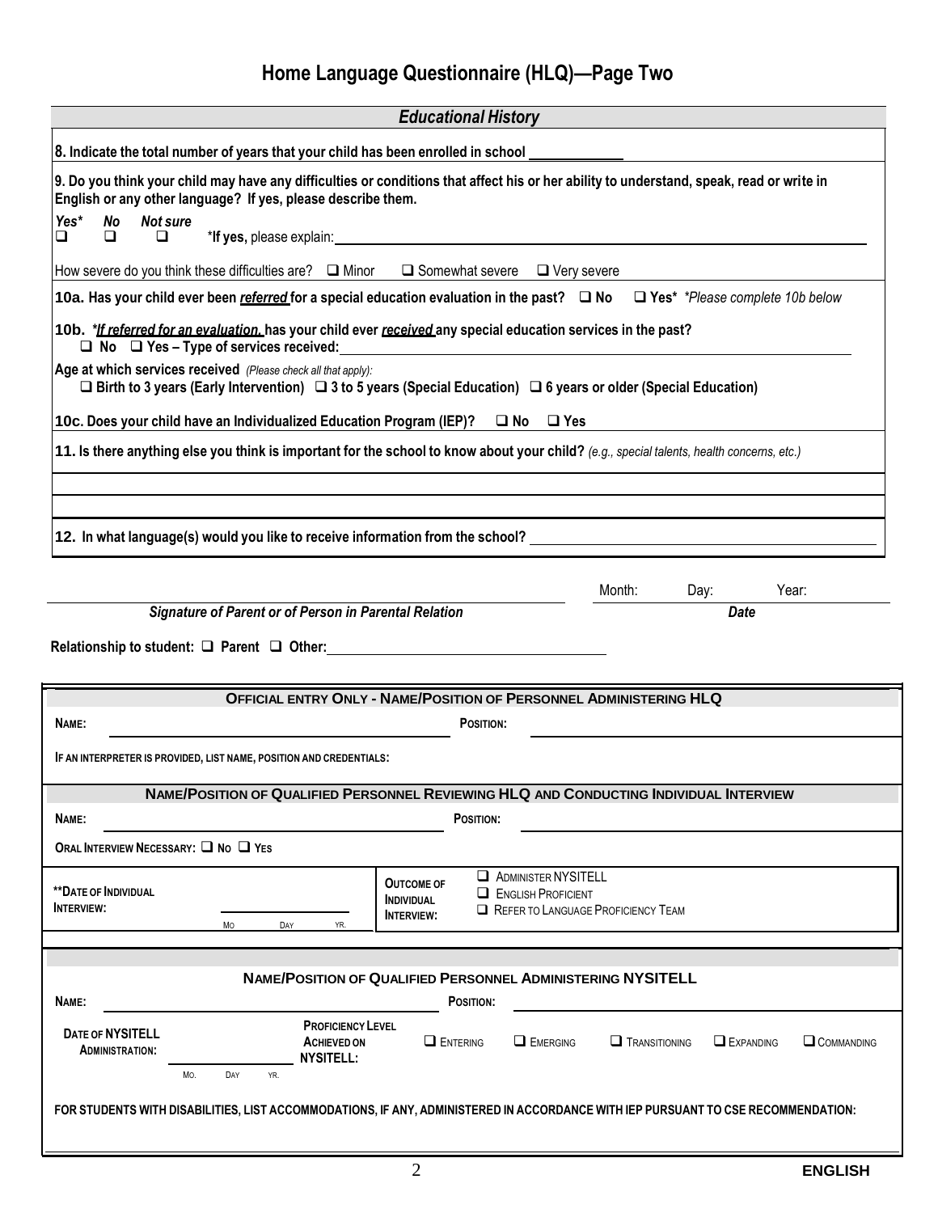# Home Language Questionnaire (HLQ)—Page Two

## *Educational History*

**8. Indicate the total number of years that your child has been enrolled in school** ____________

**9. Do you think your child may have any difficulties or conditions that affect his or her ability to understand, speak, read or write in English or any other language? If yes, please describe them.**

*Yes** ❑ *No* ❑ *Not sure* ❑ ***If yes,** please explain: ____________

How severe do you think these difficulties are? ❑ Minor ❑ Somewhat severe ❑ Very severe

**10a. Has your child ever been *referred* for a special education evaluation in the past? ❑ No ❑ Yes*** *\*Please complete 10b below*

**10b. *\*If referred for an evaluation,* has your child ever *received* any special education services in the past?**
**❑ No ❑ Yes – Type of services received:** ____________

**Age at which services received** *(Please check all that apply):*
**❑ Birth to 3 years (Early Intervention) ❑ 3 to 5 years (Special Education) ❑ 6 years or older (Special Education)**

**10c. Does your child have an Individualized Education Program (IEP)? ❑ No ❑ Yes**

**11. Is there anything else you think is important for the school to know about your child?** *(e.g., special talents, health concerns, etc.)*

____________

____________

**12. In what language(s) would you like to receive information from the school?** ____________

____________ Month: Day: Year:

***Signature of Parent or of Person in Parental Relation*** ***Date***

**Relationship to student: ❑ Parent ❑ Other:** ____________

---

**OFFICIAL ENTRY ONLY - NAME/POSITION OF PERSONNEL ADMINISTERING HLQ**

**NAME:** ____________ **POSITION:** ____________

**IF AN INTERPRETER IS PROVIDED, LIST NAME, POSITION AND CREDENTIALS:**

**NAME/POSITION OF QUALIFIED PERSONNEL REVIEWING HLQ AND CONDUCTING INDIVIDUAL INTERVIEW**

**NAME:** ____________ **POSITION:** ____________

**ORAL INTERVIEW NECESSARY: ❑ NO ❑ YES**

**\*\*DATE OF INDIVIDUAL INTERVIEW:** ____________ MO DAY YR.

**OUTCOME OF INDIVIDUAL INTERVIEW:** ❑ ADMINISTER NYSITELL ❑ ENGLISH PROFICIENT ❑ REFER TO LANGUAGE PROFICIENCY TEAM

**NAME/POSITION OF QUALIFIED PERSONNEL ADMINISTERING NYSITELL**

**NAME:** ____________ **POSITION:** ____________

**DATE OF NYSITELL ADMINISTRATION:** ____________ MO. DAY YR.

**PROFICIENCY LEVEL ACHIEVED ON NYSITELL:** ❑ ENTERING ❑ EMERGING ❑ TRANSITIONING ❑ EXPANDING ❑ COMMANDING

**FOR STUDENTS WITH DISABILITIES, LIST ACCOMMODATIONS, IF ANY, ADMINISTERED IN ACCORDANCE WITH IEP PURSUANT TO CSE RECOMMENDATION:**

**ENGLISH**